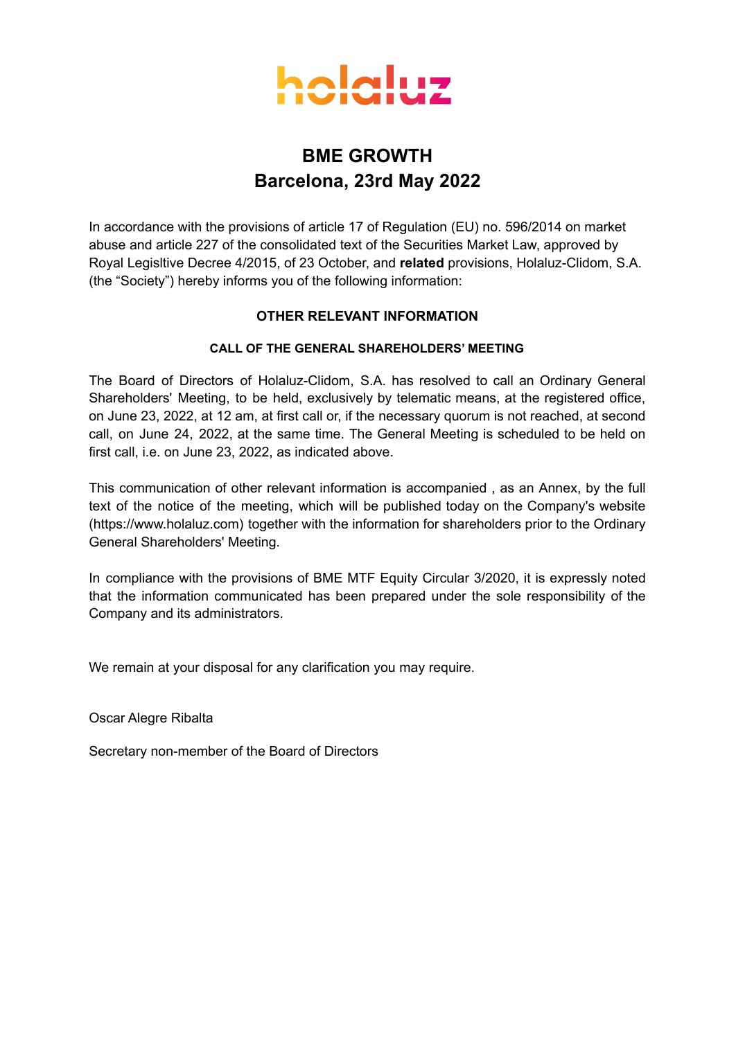holaluz

# BME GROWTH
# Barcelona, 23rd May 2022

In accordance with the provisions of article 17 of Regulation (EU) no. 596/2014 on market abuse and article 227 of the consolidated text of the Securities Market Law, approved by Royal Legisltive Decree 4/2015, of 23 October, and **related** provisions, Holaluz-Clidom, S.A. (the "Society") hereby informs you of the following information:

## OTHER RELEVANT INFORMATION

### CALL OF THE GENERAL SHAREHOLDERS' MEETING

The Board of Directors of Holaluz-Clidom, S.A. has resolved to call an Ordinary General Shareholders' Meeting, to be held, exclusively by telematic means, at the registered office, on June 23, 2022, at 12 am, at first call or, if the necessary quorum is not reached, at second call, on June 24, 2022, at the same time. The General Meeting is scheduled to be held on first call, i.e. on June 23, 2022, as indicated above.

This communication of other relevant information is accompanied , as an Annex, by the full text of the notice of the meeting, which will be published today on the Company's website (https://www.holaluz.com) together with the information for shareholders prior to the Ordinary General Shareholders' Meeting.

In compliance with the provisions of BME MTF Equity Circular 3/2020, it is expressly noted that the information communicated has been prepared under the sole responsibility of the Company and its administrators.

We remain at your disposal for any clarification you may require.

Oscar Alegre Ribalta

Secretary non-member of the Board of Directors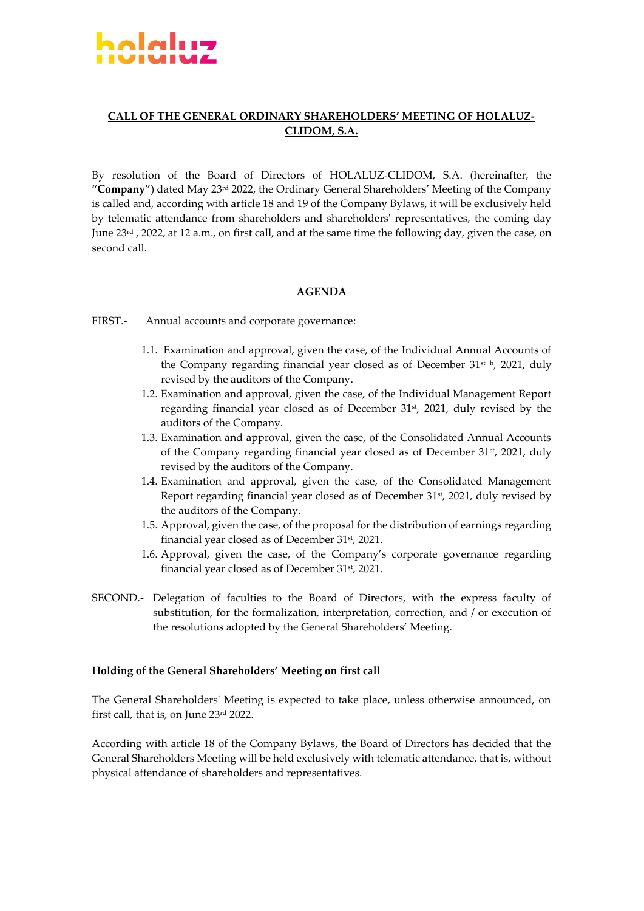holaluz

## CALL OF THE GENERAL ORDINARY SHAREHOLDERS' MEETING OF HOLALUZ-CLIDOM, S.A.

By resolution of the Board of Directors of HOLALUZ-CLIDOM, S.A. (hereinafter, the "**Company**") dated May 23rd 2022, the Ordinary General Shareholders' Meeting of the Company is called and, according with article 18 and 19 of the Company Bylaws, it will be exclusively held by telematic attendance from shareholders and shareholders' representatives, the coming day June 23rd , 2022, at 12 a.m., on first call, and at the same time the following day, given the case, on second call.

### AGENDA

FIRST.- Annual accounts and corporate governance:

1.1. Examination and approval, given the case, of the Individual Annual Accounts of the Company regarding financial year closed as of December 31st h, 2021, duly revised by the auditors of the Company.
1.2. Examination and approval, given the case, of the Individual Management Report regarding financial year closed as of December 31st, 2021, duly revised by the auditors of the Company.
1.3. Examination and approval, given the case, of the Consolidated Annual Accounts of the Company regarding financial year closed as of December 31st, 2021, duly revised by the auditors of the Company.
1.4. Examination and approval, given the case, of the Consolidated Management Report regarding financial year closed as of December 31st, 2021, duly revised by the auditors of the Company.
1.5. Approval, given the case, of the proposal for the distribution of earnings regarding financial year closed as of December 31st, 2021.
1.6. Approval, given the case, of the Company's corporate governance regarding financial year closed as of December 31st, 2021.

SECOND.- Delegation of faculties to the Board of Directors, with the express faculty of substitution, for the formalization, interpretation, correction, and / or execution of the resolutions adopted by the General Shareholders' Meeting.

**Holding of the General Shareholders' Meeting on first call**

The General Shareholders' Meeting is expected to take place, unless otherwise announced, on first call, that is, on June 23rd 2022.

According with article 18 of the Company Bylaws, the Board of Directors has decided that the General Shareholders Meeting will be held exclusively with telematic attendance, that is, without physical attendance of shareholders and representatives.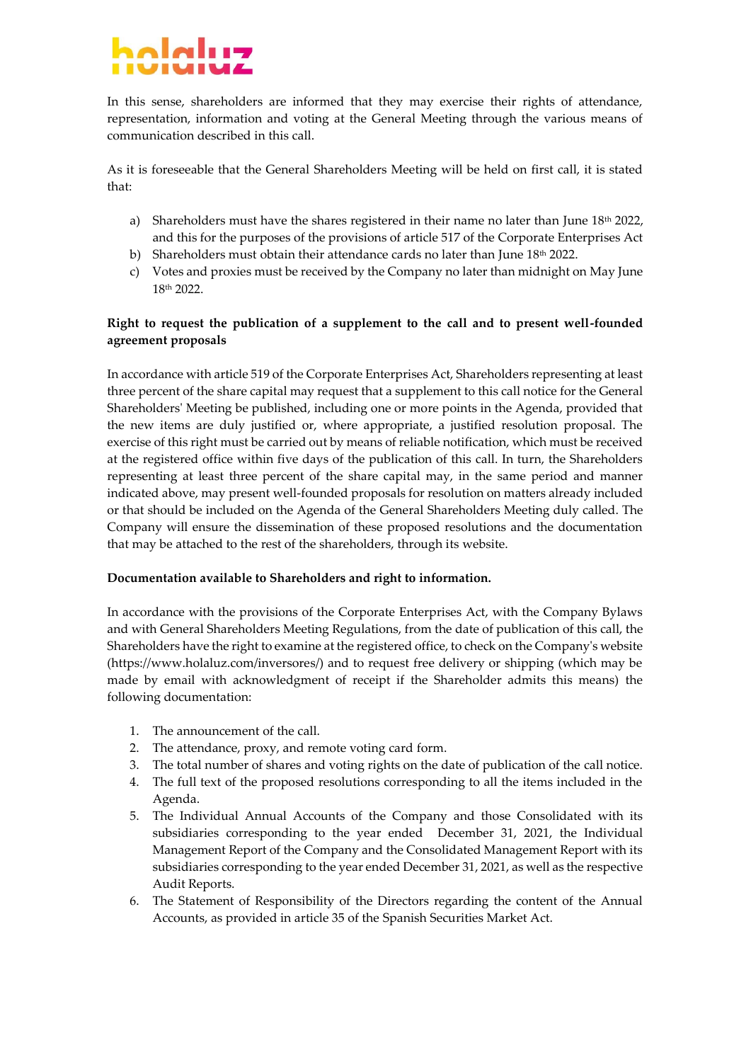In this sense, shareholders are informed that they may exercise their rights of attendance, representation, information and voting at the General Meeting through the various means of communication described in this call.

As it is foreseeable that the General Shareholders Meeting will be held on first call, it is stated that:

a) Shareholders must have the shares registered in their name no later than June 18th 2022, and this for the purposes of the provisions of article 517 of the Corporate Enterprises Act
b) Shareholders must obtain their attendance cards no later than June 18th 2022.
c) Votes and proxies must be received by the Company no later than midnight on May June 18th 2022.

**Right to request the publication of a supplement to the call and to present well-founded agreement proposals**

In accordance with article 519 of the Corporate Enterprises Act, Shareholders representing at least three percent of the share capital may request that a supplement to this call notice for the General Shareholders' Meeting be published, including one or more points in the Agenda, provided that the new items are duly justified or, where appropriate, a justified resolution proposal. The exercise of this right must be carried out by means of reliable notification, which must be received at the registered office within five days of the publication of this call. In turn, the Shareholders representing at least three percent of the share capital may, in the same period and manner indicated above, may present well-founded proposals for resolution on matters already included or that should be included on the Agenda of the General Shareholders Meeting duly called. The Company will ensure the dissemination of these proposed resolutions and the documentation that may be attached to the rest of the shareholders, through its website.

**Documentation available to Shareholders and right to information.**

In accordance with the provisions of the Corporate Enterprises Act, with the Company Bylaws and with General Shareholders Meeting Regulations, from the date of publication of this call, the Shareholders have the right to examine at the registered office, to check on the Company's website (https://www.holaluz.com/inversores/) and to request free delivery or shipping (which may be made by email with acknowledgment of receipt if the Shareholder admits this means) the following documentation:

1. The announcement of the call.
2. The attendance, proxy, and remote voting card form.
3. The total number of shares and voting rights on the date of publication of the call notice.
4. The full text of the proposed resolutions corresponding to all the items included in the Agenda.
5. The Individual Annual Accounts of the Company and those Consolidated with its subsidiaries corresponding to the year ended December 31, 2021, the Individual Management Report of the Company and the Consolidated Management Report with its subsidiaries corresponding to the year ended December 31, 2021, as well as the respective Audit Reports.
6. The Statement of Responsibility of the Directors regarding the content of the Annual Accounts, as provided in article 35 of the Spanish Securities Market Act.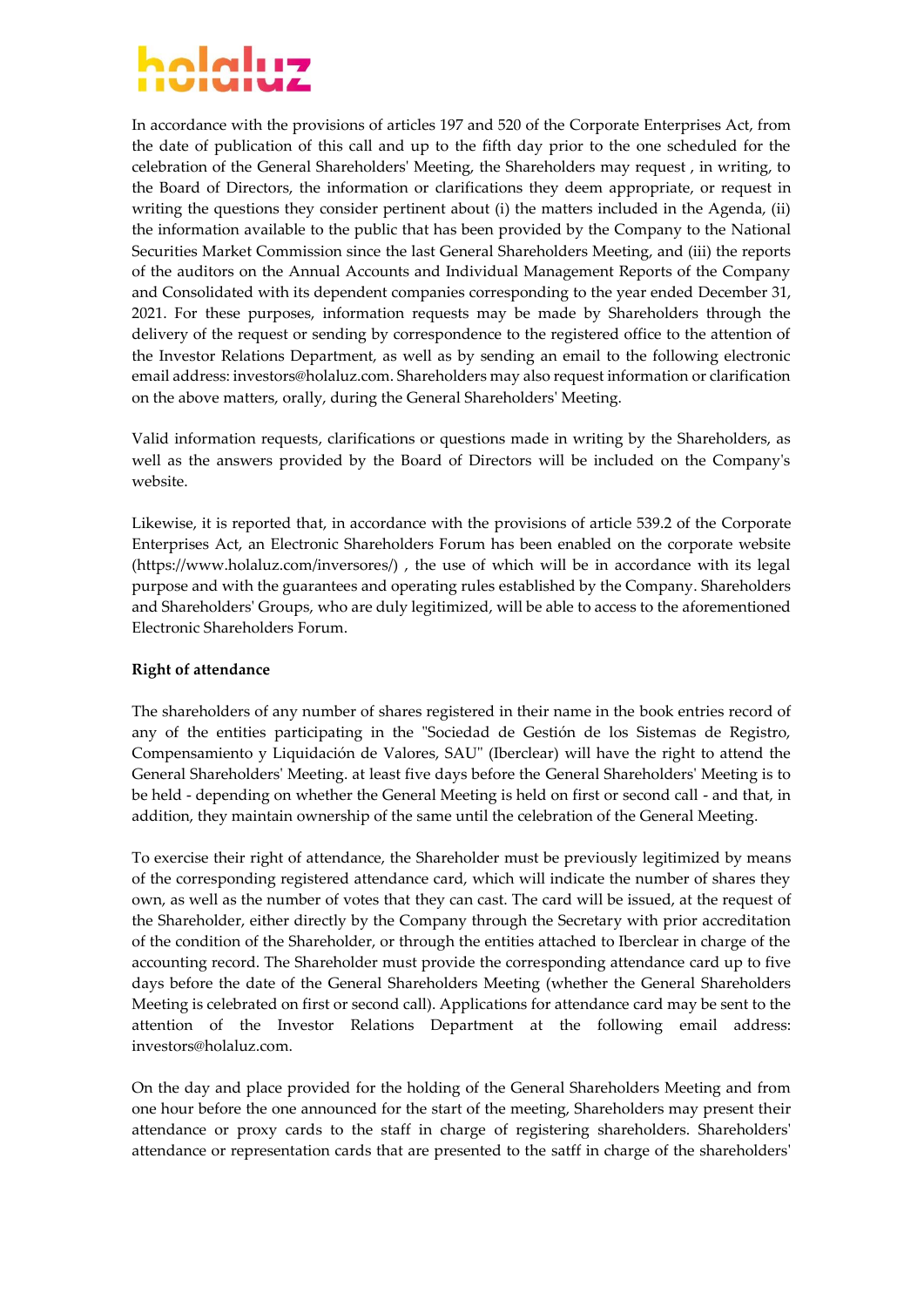In accordance with the provisions of articles 197 and 520 of the Corporate Enterprises Act, from the date of publication of this call and up to the fifth day prior to the one scheduled for the celebration of the General Shareholders' Meeting, the Shareholders may request , in writing, to the Board of Directors, the information or clarifications they deem appropriate, or request in writing the questions they consider pertinent about (i) the matters included in the Agenda, (ii) the information available to the public that has been provided by the Company to the National Securities Market Commission since the last General Shareholders Meeting, and (iii) the reports of the auditors on the Annual Accounts and Individual Management Reports of the Company and Consolidated with its dependent companies corresponding to the year ended December 31, 2021. For these purposes, information requests may be made by Shareholders through the delivery of the request or sending by correspondence to the registered office to the attention of the Investor Relations Department, as well as by sending an email to the following electronic email address: investors@holaluz.com. Shareholders may also request information or clarification on the above matters, orally, during the General Shareholders' Meeting.

Valid information requests, clarifications or questions made in writing by the Shareholders, as well as the answers provided by the Board of Directors will be included on the Company's website.

Likewise, it is reported that, in accordance with the provisions of article 539.2 of the Corporate Enterprises Act, an Electronic Shareholders Forum has been enabled on the corporate website (https://www.holaluz.com/inversores/) , the use of which will be in accordance with its legal purpose and with the guarantees and operating rules established by the Company. Shareholders and Shareholders' Groups, who are duly legitimized, will be able to access to the aforementioned Electronic Shareholders Forum.

**Right of attendance**

The shareholders of any number of shares registered in their name in the book entries record of any of the entities participating in the "Sociedad de Gestión de los Sistemas de Registro, Compensamiento y Liquidación de Valores, SAU" (Iberclear) will have the right to attend the General Shareholders' Meeting. at least five days before the General Shareholders' Meeting is to be held - depending on whether the General Meeting is held on first or second call - and that, in addition, they maintain ownership of the same until the celebration of the General Meeting.

To exercise their right of attendance, the Shareholder must be previously legitimized by means of the corresponding registered attendance card, which will indicate the number of shares they own, as well as the number of votes that they can cast. The card will be issued, at the request of the Shareholder, either directly by the Company through the Secretary with prior accreditation of the condition of the Shareholder, or through the entities attached to Iberclear in charge of the accounting record. The Shareholder must provide the corresponding attendance card up to five days before the date of the General Shareholders Meeting (whether the General Shareholders Meeting is celebrated on first or second call). Applications for attendance card may be sent to the attention of the Investor Relations Department at the following email address: investors@holaluz.com.

On the day and place provided for the holding of the General Shareholders Meeting and from one hour before the one announced for the start of the meeting, Shareholders may present their attendance or proxy cards to the staff in charge of registering shareholders. Shareholders' attendance or representation cards that are presented to the satff in charge of the shareholders'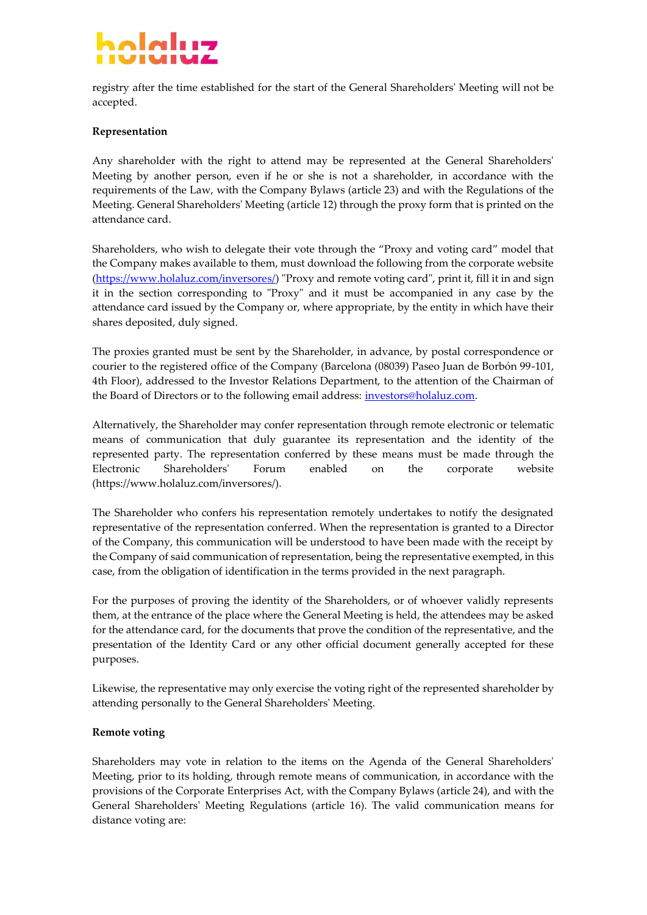registry after the time established for the start of the General Shareholders' Meeting will not be accepted.

**Representation**

Any shareholder with the right to attend may be represented at the General Shareholders' Meeting by another person, even if he or she is not a shareholder, in accordance with the requirements of the Law, with the Company Bylaws (article 23) and with the Regulations of the Meeting. General Shareholders' Meeting (article 12) through the proxy form that is printed on the attendance card.

Shareholders, who wish to delegate their vote through the "Proxy and voting card" model that the Company makes available to them, must download the following from the corporate website (https://www.holaluz.com/inversores/) "Proxy and remote voting card", print it, fill it in and sign it in the section corresponding to "Proxy" and it must be accompanied in any case by the attendance card issued by the Company or, where appropriate, by the entity in which have their shares deposited, duly signed.

The proxies granted must be sent by the Shareholder, in advance, by postal correspondence or courier to the registered office of the Company (Barcelona (08039) Paseo Juan de Borbón 99-101, 4th Floor), addressed to the Investor Relations Department, to the attention of the Chairman of the Board of Directors or to the following email address: investors@holaluz.com.

Alternatively, the Shareholder may confer representation through remote electronic or telematic means of communication that duly guarantee its representation and the identity of the represented party. The representation conferred by these means must be made through the Electronic Shareholders' Forum enabled on the corporate website (https://www.holaluz.com/inversores/).

The Shareholder who confers his representation remotely undertakes to notify the designated representative of the representation conferred. When the representation is granted to a Director of the Company, this communication will be understood to have been made with the receipt by the Company of said communication of representation, being the representative exempted, in this case, from the obligation of identification in the terms provided in the next paragraph.

For the purposes of proving the identity of the Shareholders, or of whoever validly represents them, at the entrance of the place where the General Meeting is held, the attendees may be asked for the attendance card, for the documents that prove the condition of the representative, and the presentation of the Identity Card or any other official document generally accepted for these purposes.

Likewise, the representative may only exercise the voting right of the represented shareholder by attending personally to the General Shareholders' Meeting.

**Remote voting**

Shareholders may vote in relation to the items on the Agenda of the General Shareholders' Meeting, prior to its holding, through remote means of communication, in accordance with the provisions of the Corporate Enterprises Act, with the Company Bylaws (article 24), and with the General Shareholders' Meeting Regulations (article 16). The valid communication means for distance voting are: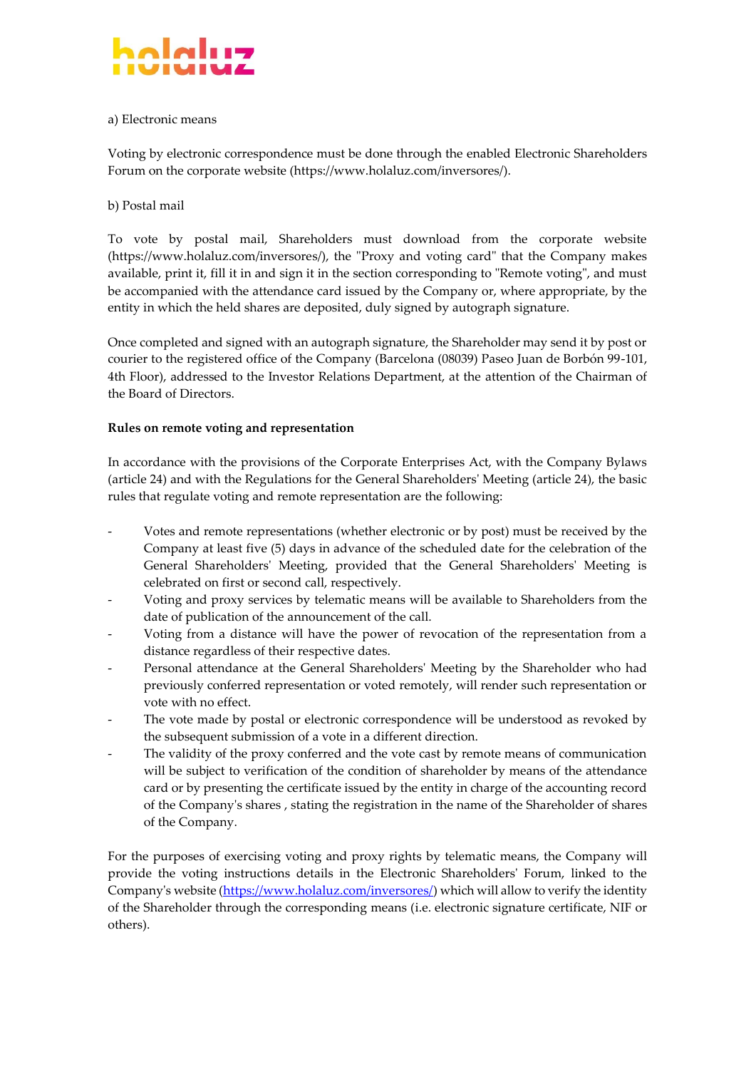a) Electronic means

Voting by electronic correspondence must be done through the enabled Electronic Shareholders Forum on the corporate website (https://www.holaluz.com/inversores/).

b) Postal mail

To vote by postal mail, Shareholders must download from the corporate website (https://www.holaluz.com/inversores/), the "Proxy and voting card" that the Company makes available, print it, fill it in and sign it in the section corresponding to "Remote voting", and must be accompanied with the attendance card issued by the Company or, where appropriate, by the entity in which the held shares are deposited, duly signed by autograph signature.

Once completed and signed with an autograph signature, the Shareholder may send it by post or courier to the registered office of the Company (Barcelona (08039) Paseo Juan de Borbón 99-101, 4th Floor), addressed to the Investor Relations Department, at the attention of the Chairman of the Board of Directors.

**Rules on remote voting and representation**

In accordance with the provisions of the Corporate Enterprises Act, with the Company Bylaws (article 24) and with the Regulations for the General Shareholders' Meeting (article 24), the basic rules that regulate voting and remote representation are the following:

- Votes and remote representations (whether electronic or by post) must be received by the Company at least five (5) days in advance of the scheduled date for the celebration of the General Shareholders' Meeting, provided that the General Shareholders' Meeting is celebrated on first or second call, respectively.
- Voting and proxy services by telematic means will be available to Shareholders from the date of publication of the announcement of the call.
- Voting from a distance will have the power of revocation of the representation from a distance regardless of their respective dates.
- Personal attendance at the General Shareholders' Meeting by the Shareholder who had previously conferred representation or voted remotely, will render such representation or vote with no effect.
- The vote made by postal or electronic correspondence will be understood as revoked by the subsequent submission of a vote in a different direction.
- The validity of the proxy conferred and the vote cast by remote means of communication will be subject to verification of the condition of shareholder by means of the attendance card or by presenting the certificate issued by the entity in charge of the accounting record of the Company's shares , stating the registration in the name of the Shareholder of shares of the Company.

For the purposes of exercising voting and proxy rights by telematic means, the Company will provide the voting instructions details in the Electronic Shareholders' Forum, linked to the Company's website (https://www.holaluz.com/inversores/) which will allow to verify the identity of the Shareholder through the corresponding means (i.e. electronic signature certificate, NIF or others).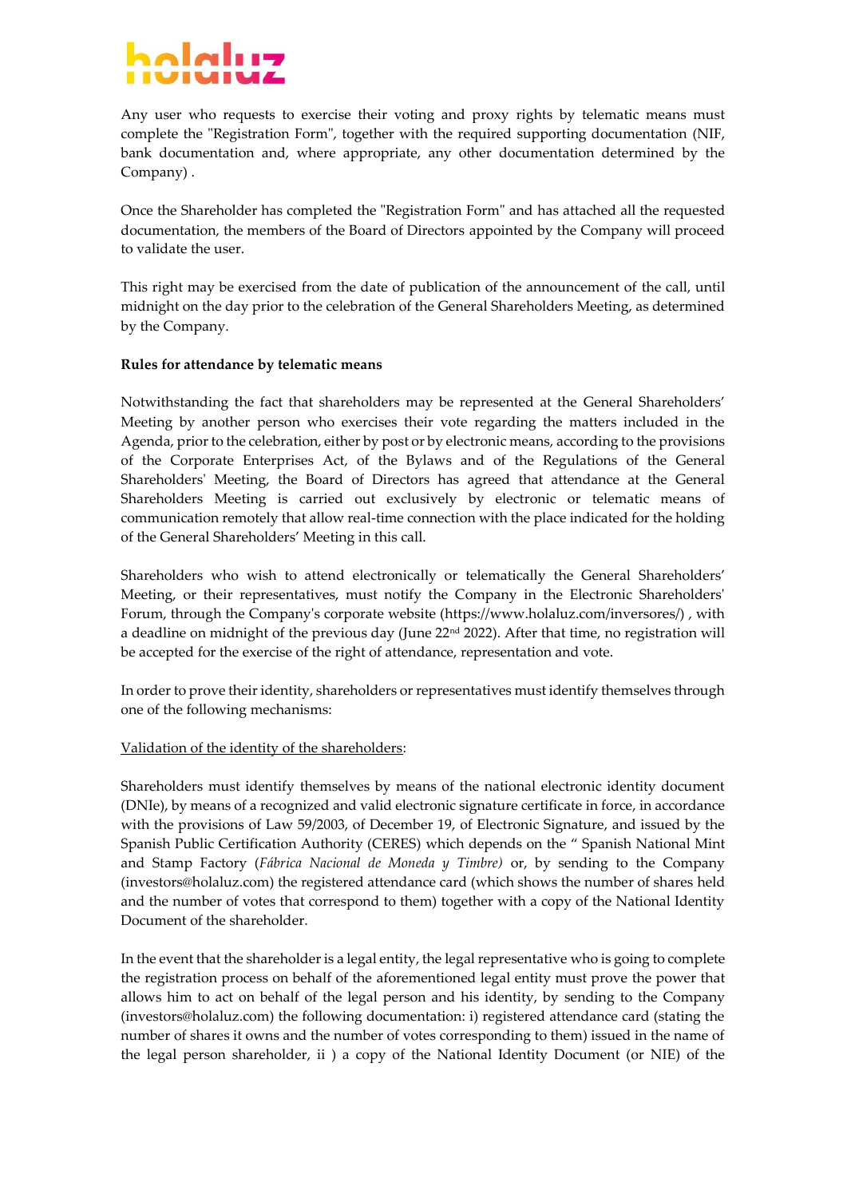Any user who requests to exercise their voting and proxy rights by telematic means must complete the "Registration Form", together with the required supporting documentation (NIF, bank documentation and, where appropriate, any other documentation determined by the Company) .

Once the Shareholder has completed the "Registration Form" and has attached all the requested documentation, the members of the Board of Directors appointed by the Company will proceed to validate the user.

This right may be exercised from the date of publication of the announcement of the call, until midnight on the day prior to the celebration of the General Shareholders Meeting, as determined by the Company.

**Rules for attendance by telematic means**

Notwithstanding the fact that shareholders may be represented at the General Shareholders' Meeting by another person who exercises their vote regarding the matters included in the Agenda, prior to the celebration, either by post or by electronic means, according to the provisions of the Corporate Enterprises Act, of the Bylaws and of the Regulations of the General Shareholders' Meeting, the Board of Directors has agreed that attendance at the General Shareholders Meeting is carried out exclusively by electronic or telematic means of communication remotely that allow real-time connection with the place indicated for the holding of the General Shareholders' Meeting in this call.

Shareholders who wish to attend electronically or telematically the General Shareholders' Meeting, or their representatives, must notify the Company in the Electronic Shareholders' Forum, through the Company's corporate website (https://www.holaluz.com/inversores/) , with a deadline on midnight of the previous day (June 22nd 2022). After that time, no registration will be accepted for the exercise of the right of attendance, representation and vote.

In order to prove their identity, shareholders or representatives must identify themselves through one of the following mechanisms:

<u>Validation of the identity of the shareholders</u>:

Shareholders must identify themselves by means of the national electronic identity document (DNIe), by means of a recognized and valid electronic signature certificate in force, in accordance with the provisions of Law 59/2003, of December 19, of Electronic Signature, and issued by the Spanish Public Certification Authority (CERES) which depends on the " Spanish National Mint and Stamp Factory (*Fábrica Nacional de Moneda y Timbre)* or, by sending to the Company (investors@holaluz.com) the registered attendance card (which shows the number of shares held and the number of votes that correspond to them) together with a copy of the National Identity Document of the shareholder.

In the event that the shareholder is a legal entity, the legal representative who is going to complete the registration process on behalf of the aforementioned legal entity must prove the power that allows him to act on behalf of the legal person and his identity, by sending to the Company (investors@holaluz.com) the following documentation: i) registered attendance card (stating the number of shares it owns and the number of votes corresponding to them) issued in the name of the legal person shareholder, ii ) a copy of the National Identity Document (or NIE) of the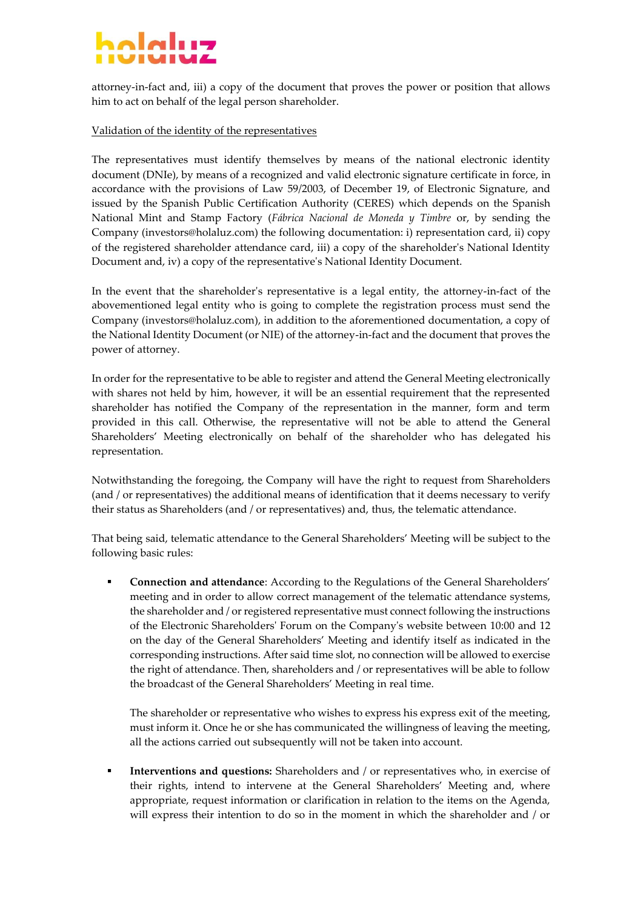attorney-in-fact and, iii) a copy of the document that proves the power or position that allows him to act on behalf of the legal person shareholder.

Validation of the identity of the representatives

The representatives must identify themselves by means of the national electronic identity document (DNIe), by means of a recognized and valid electronic signature certificate in force, in accordance with the provisions of Law 59/2003, of December 19, of Electronic Signature, and issued by the Spanish Public Certification Authority (CERES) which depends on the Spanish National Mint and Stamp Factory (*Fábrica Nacional de Moneda y Timbre* or, by sending the Company (investors@holaluz.com) the following documentation: i) representation card, ii) copy of the registered shareholder attendance card, iii) a copy of the shareholder's National Identity Document and, iv) a copy of the representative's National Identity Document.

In the event that the shareholder's representative is a legal entity, the attorney-in-fact of the abovementioned legal entity who is going to complete the registration process must send the Company (investors@holaluz.com), in addition to the aforementioned documentation, a copy of the National Identity Document (or NIE) of the attorney-in-fact and the document that proves the power of attorney.

In order for the representative to be able to register and attend the General Meeting electronically with shares not held by him, however, it will be an essential requirement that the represented shareholder has notified the Company of the representation in the manner, form and term provided in this call. Otherwise, the representative will not be able to attend the General Shareholders' Meeting electronically on behalf of the shareholder who has delegated his representation.

Notwithstanding the foregoing, the Company will have the right to request from Shareholders (and / or representatives) the additional means of identification that it deems necessary to verify their status as Shareholders (and / or representatives) and, thus, the telematic attendance.

That being said, telematic attendance to the General Shareholders' Meeting will be subject to the following basic rules:

- **Connection and attendance**: According to the Regulations of the General Shareholders' meeting and in order to allow correct management of the telematic attendance systems, the shareholder and / or registered representative must connect following the instructions of the Electronic Shareholders' Forum on the Company's website between 10:00 and 12 on the day of the General Shareholders' Meeting and identify itself as indicated in the corresponding instructions. After said time slot, no connection will be allowed to exercise the right of attendance. Then, shareholders and / or representatives will be able to follow the broadcast of the General Shareholders' Meeting in real time.

  The shareholder or representative who wishes to express his express exit of the meeting, must inform it. Once he or she has communicated the willingness of leaving the meeting, all the actions carried out subsequently will not be taken into account.

- **Interventions and questions:** Shareholders and / or representatives who, in exercise of their rights, intend to intervene at the General Shareholders' Meeting and, where appropriate, request information or clarification in relation to the items on the Agenda, will express their intention to do so in the moment in which the shareholder and / or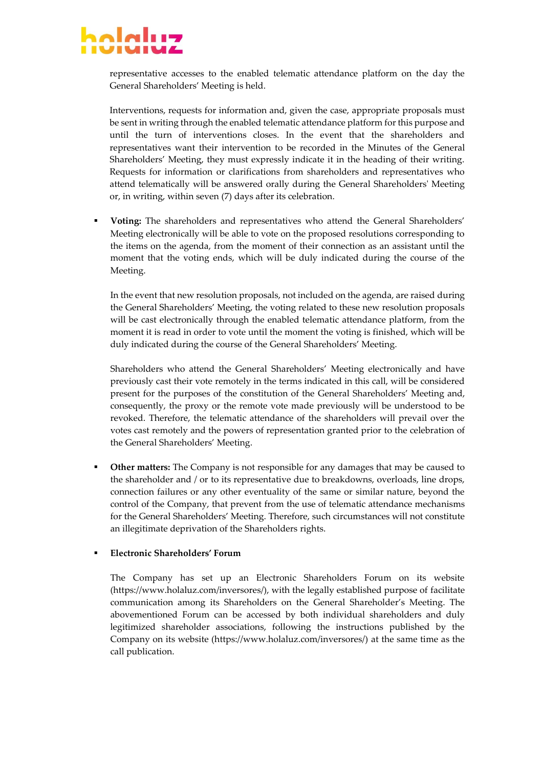representative accesses to the enabled telematic attendance platform on the day the General Shareholders' Meeting is held.

Interventions, requests for information and, given the case, appropriate proposals must be sent in writing through the enabled telematic attendance platform for this purpose and until the turn of interventions closes. In the event that the shareholders and representatives want their intervention to be recorded in the Minutes of the General Shareholders' Meeting, they must expressly indicate it in the heading of their writing. Requests for information or clarifications from shareholders and representatives who attend telematically will be answered orally during the General Shareholders' Meeting or, in writing, within seven (7) days after its celebration.

- **Voting:** The shareholders and representatives who attend the General Shareholders' Meeting electronically will be able to vote on the proposed resolutions corresponding to the items on the agenda, from the moment of their connection as an assistant until the moment that the voting ends, which will be duly indicated during the course of the Meeting.

  In the event that new resolution proposals, not included on the agenda, are raised during the General Shareholders' Meeting, the voting related to these new resolution proposals will be cast electronically through the enabled telematic attendance platform, from the moment it is read in order to vote until the moment the voting is finished, which will be duly indicated during the course of the General Shareholders' Meeting.

  Shareholders who attend the General Shareholders' Meeting electronically and have previously cast their vote remotely in the terms indicated in this call, will be considered present for the purposes of the constitution of the General Shareholders' Meeting and, consequently, the proxy or the remote vote made previously will be understood to be revoked. Therefore, the telematic attendance of the shareholders will prevail over the votes cast remotely and the powers of representation granted prior to the celebration of the General Shareholders' Meeting.

- **Other matters:** The Company is not responsible for any damages that may be caused to the shareholder and / or to its representative due to breakdowns, overloads, line drops, connection failures or any other eventuality of the same or similar nature, beyond the control of the Company, that prevent from the use of telematic attendance mechanisms for the General Shareholders' Meeting. Therefore, such circumstances will not constitute an illegitimate deprivation of the Shareholders rights.

- **Electronic Shareholders' Forum**

  The Company has set up an Electronic Shareholders Forum on its website (https://www.holaluz.com/inversores/), with the legally established purpose of facilitate communication among its Shareholders on the General Shareholder's Meeting. The abovementioned Forum can be accessed by both individual shareholders and duly legitimized shareholder associations, following the instructions published by the Company on its website (https://www.holaluz.com/inversores/) at the same time as the call publication.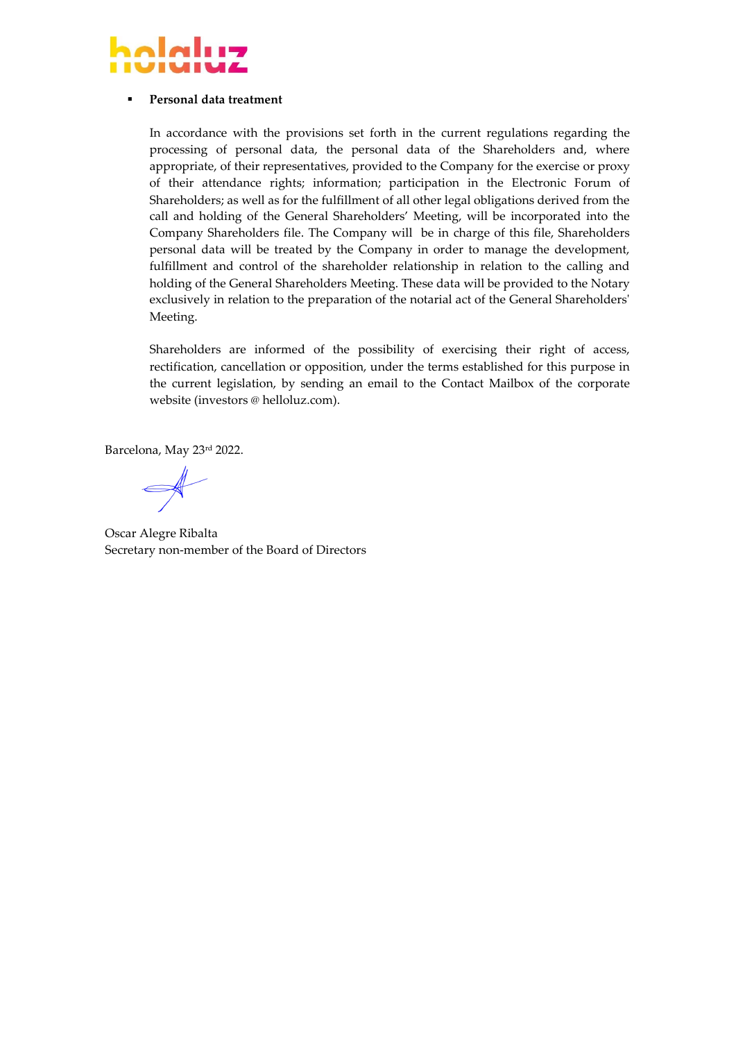- **Personal data treatment**

  In accordance with the provisions set forth in the current regulations regarding the processing of personal data, the personal data of the Shareholders and, where appropriate, of their representatives, provided to the Company for the exercise or proxy of their attendance rights; information; participation in the Electronic Forum of Shareholders; as well as for the fulfillment of all other legal obligations derived from the call and holding of the General Shareholders' Meeting, will be incorporated into the Company Shareholders file. The Company will be in charge of this file, Shareholders personal data will be treated by the Company in order to manage the development, fulfillment and control of the shareholder relationship in relation to the calling and holding of the General Shareholders Meeting. These data will be provided to the Notary exclusively in relation to the preparation of the notarial act of the General Shareholders' Meeting.

  Shareholders are informed of the possibility of exercising their right of access, rectification, cancellation or opposition, under the terms established for this purpose in the current legislation, by sending an email to the Contact Mailbox of the corporate website (investors @ helloluz.com).

Barcelona, May 23rd 2022.

Oscar Alegre Ribalta
Secretary non-member of the Board of Directors